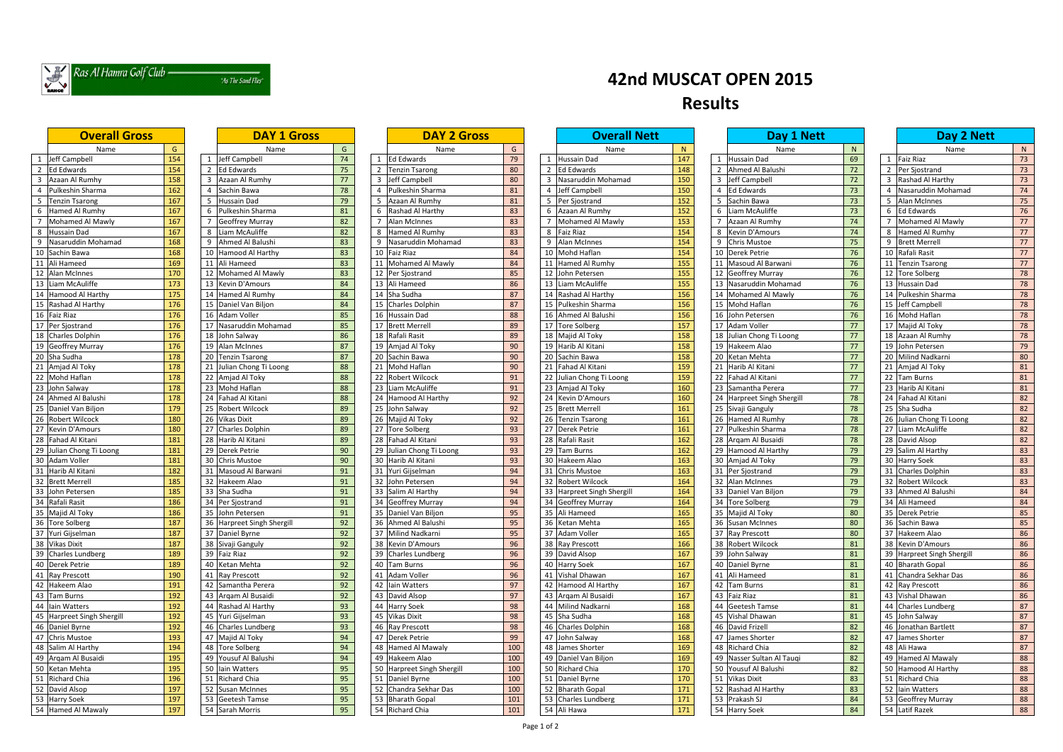Ras Al Hamra Golf Club — "As The Sand Flies"

# 42nd MUSCAT OPEN 2015

## Results

### Overall Gross

| | Name | G |
|---|---|---|
| 1 | Jeff Campbell | 154 |
| 2 | Ed Edwards | 154 |
| 3 | Azaan Al Rumhy | 158 |
| 4 | Pulkeshin Sharma | 162 |
| 5 | Tenzin Tsarong | 167 |
| 6 | Hamed Al Rumhy | 167 |
| 7 | Mohamed Al Mawly | 167 |
| 8 | Hussain Dad | 167 |
| 9 | Nasaruddin Mohamad | 168 |
| 10 | Sachin Bawa | 168 |
| 11 | Ali Hameed | 169 |
| 12 | Alan McInnes | 170 |
| 13 | Liam McAuliffe | 173 |
| 14 | Hamood Al Harthy | 175 |
| 15 | Rashad Al Harthy | 176 |
| 16 | Faiz Riaz | 176 |
| 17 | Per Sjostrand | 176 |
| 18 | Charles Dolphin | 176 |
| 19 | Geoffrey Murray | 176 |
| 20 | Sha Sudha | 178 |
| 21 | Amjad Al Toky | 178 |
| 22 | Mohd Haflan | 178 |
| 23 | John Salway | 178 |
| 24 | Ahmed Al Balushi | 178 |
| 25 | Daniel Van Biljon | 179 |
| 26 | Robert Wilcock | 180 |
| 27 | Kevin D'Amours | 180 |
| 28 | Fahad Al Kitani | 181 |
| 29 | Julian Chong Ti Loong | 181 |
| 30 | Adam Voller | 181 |
| 31 | Harib Al Kitani | 182 |
| 32 | Brett Merrell | 185 |
| 33 | John Petersen | 185 |
| 34 | Rafali Rasit | 186 |
| 35 | Majid Al Toky | 186 |
| 36 | Tore Solberg | 187 |
| 37 | Yuri Gijselman | 187 |
| 38 | Vikas Dixit | 187 |
| 39 | Charles Lundberg | 189 |
| 40 | Derek Petrie | 189 |
| 41 | Ray Prescott | 190 |
| 42 | Hakeem Alao | 191 |
| 43 | Tam Burns | 192 |
| 44 | Iain Watters | 192 |
| 45 | Harpreet Singh Shergill | 192 |
| 46 | Daniel Byrne | 192 |
| 47 | Chris Mustoe | 193 |
| 48 | Salim Al Harthy | 194 |
| 49 | Arqam Al Busaidi | 195 |
| 50 | Ketan Mehta | 195 |
| 51 | Richard Chia | 196 |
| 52 | David Alsop | 197 |
| 53 | Harry Soek | 197 |
| 54 | Hamed Al Mawaly | 197 |

### DAY 1 Gross

| | Name | G |
|---|---|---|
| 1 | Jeff Campbell | 74 |
| 2 | Ed Edwards | 75 |
| 3 | Azaan Al Rumhy | 77 |
| 4 | Sachin Bawa | 78 |
| 5 | Hussain Dad | 79 |
| 6 | Pulkeshin Sharma | 81 |
| 7 | Geoffrey Murray | 82 |
| 8 | Liam McAuliffe | 82 |
| 9 | Ahmed Al Balushi | 83 |
| 10 | Hamood Al Harthy | 83 |
| 11 | Ali Hameed | 83 |
| 12 | Mohamed Al Mawly | 83 |
| 13 | Kevin D'Amours | 84 |
| 14 | Hamed Al Rumhy | 84 |
| 15 | Daniel Van Biljon | 84 |
| 16 | Adam Voller | 85 |
| 17 | Nasaruddin Mohamad | 85 |
| 18 | John Salway | 86 |
| 19 | Alan McInnes | 87 |
| 20 | Tenzin Tsarong | 87 |
| 21 | Julian Chong Ti Loong | 88 |
| 22 | Amjad Al Toky | 88 |
| 23 | Mohd Haflan | 88 |
| 24 | Fahad Al Kitani | 88 |
| 25 | Robert Wilcock | 89 |
| 26 | Vikas Dixit | 89 |
| 27 | Charles Dolphin | 89 |
| 28 | Harib Al Kitani | 89 |
| 29 | Derek Petrie | 90 |
| 30 | Chris Mustoe | 90 |
| 31 | Masoud Al Barwani | 91 |
| 32 | Hakeem Alao | 91 |
| 33 | Sha Sudha | 91 |
| 34 | Per Sjostrand | 91 |
| 35 | John Petersen | 91 |
| 36 | Harpreet Singh Shergill | 92 |
| 37 | Daniel Byrne | 92 |
| 38 | Sivaji Ganguly | 92 |
| 39 | Faiz Riaz | 92 |
| 40 | Ketan Mehta | 92 |
| 41 | Ray Prescott | 92 |
| 42 | Samantha Perera | 92 |
| 43 | Arqam Al Busaidi | 92 |
| 44 | Rashad Al Harthy | 93 |
| 45 | Yuri Gijselman | 93 |
| 46 | Charles Lundberg | 93 |
| 47 | Majid Al Toky | 94 |
| 48 | Tore Solberg | 94 |
| 49 | Yousuf Al Balushi | 94 |
| 50 | Iain Watters | 95 |
| 51 | Richard Chia | 95 |
| 52 | Susan McInnes | 95 |
| 53 | Geetesh Tamse | 95 |
| 54 | Sarah Morris | 95 |

### DAY 2 Gross

| | Name | G |
|---|---|---|
| 1 | Ed Edwards | 79 |
| 2 | Tenzin Tsarong | 80 |
| 3 | Jeff Campbell | 80 |
| 4 | Pulkeshin Sharma | 81 |
| 5 | Azaan Al Rumhy | 81 |
| 6 | Rashad Al Harthy | 83 |
| 7 | Alan McInnes | 83 |
| 8 | Hamed Al Rumhy | 83 |
| 9 | Nasaruddin Mohamad | 83 |
| 10 | Faiz Riaz | 84 |
| 11 | Mohamed Al Mawly | 84 |
| 12 | Per Sjostrand | 85 |
| 13 | Ali Hameed | 86 |
| 14 | Sha Sudha | 87 |
| 15 | Charles Dolphin | 87 |
| 16 | Hussain Dad | 88 |
| 17 | Brett Merrell | 89 |
| 18 | Rafali Rasit | 89 |
| 19 | Amjad Al Toky | 90 |
| 20 | Sachin Bawa | 90 |
| 21 | Mohd Haflan | 90 |
| 22 | Robert Wilcock | 91 |
| 23 | Liam McAuliffe | 91 |
| 24 | Hamood Al Harthy | 92 |
| 25 | John Salway | 92 |
| 26 | Majid Al Toky | 92 |
| 27 | Tore Solberg | 93 |
| 28 | Fahad Al Kitani | 93 |
| 29 | Julian Chong Ti Loong | 93 |
| 30 | Harib Al Kitani | 93 |
| 31 | Yuri Gijselman | 94 |
| 32 | John Petersen | 94 |
| 33 | Salim Al Harthy | 94 |
| 34 | Geoffrey Murray | 94 |
| 35 | Daniel Van Biljon | 95 |
| 36 | Ahmed Al Balushi | 95 |
| 37 | Milind Nadkarni | 95 |
| 38 | Kevin D'Amours | 96 |
| 39 | Charles Lundberg | 96 |
| 40 | Tam Burns | 96 |
| 41 | Adam Voller | 96 |
| 42 | Iain Watters | 97 |
| 43 | David Alsop | 97 |
| 44 | Harry Soek | 98 |
| 45 | Vikas Dixit | 98 |
| 46 | Ray Prescott | 98 |
| 47 | Derek Petrie | 99 |
| 48 | Hamed Al Mawaly | 100 |
| 49 | Hakeem Alao | 100 |
| 50 | Harpreet Singh Shergill | 100 |
| 51 | Daniel Byrne | 100 |
| 52 | Chandra Sekhar Das | 100 |
| 53 | Bharath Gopal | 101 |
| 54 | Richard Chia | 101 |

### Overall Nett

| | Name | N |
|---|---|---|
| 1 | Hussain Dad | 147 |
| 2 | Ed Edwards | 148 |
| 3 | Nasaruddin Mohamad | 150 |
| 4 | Jeff Campbell | 150 |
| 5 | Per Sjostrand | 152 |
| 6 | Azaan Al Rumhy | 152 |
| 7 | Mohamed Al Mawly | 153 |
| 8 | Faiz Riaz | 154 |
| 9 | Alan McInnes | 154 |
| 10 | Mohd Haflan | 154 |
| 11 | Hamed Al Rumhy | 155 |
| 12 | John Petersen | 155 |
| 13 | Liam McAuliffe | 155 |
| 14 | Rashad Al Harthy | 156 |
| 15 | Pulkeshin Sharma | 156 |
| 16 | Ahmed Al Balushi | 156 |
| 17 | Tore Solberg | 157 |
| 18 | Majid Al Toky | 158 |
| 19 | Harib Al Kitani | 158 |
| 20 | Sachin Bawa | 158 |
| 21 | Fahad Al Kitani | 159 |
| 22 | Julian Chong Ti Loong | 159 |
| 23 | Amjad Al Toky | 160 |
| 24 | Kevin D'Amours | 160 |
| 25 | Brett Merrell | 161 |
| 26 | Tenzin Tsarong | 161 |
| 27 | Derek Petrie | 161 |
| 28 | Rafali Rasit | 162 |
| 29 | Tam Burns | 162 |
| 30 | Hakeem Alao | 163 |
| 31 | Chris Mustoe | 163 |
| 32 | Robert Wilcock | 164 |
| 33 | Harpreet Singh Shergill | 164 |
| 34 | Geoffrey Murray | 164 |
| 35 | Ali Hameed | 165 |
| 36 | Ketan Mehta | 165 |
| 37 | Adam Voller | 165 |
| 38 | Ray Prescott | 166 |
| 39 | David Alsop | 167 |
| 40 | Harry Soek | 167 |
| 41 | Vishal Dhawan | 167 |
| 42 | Hamood Al Harthy | 167 |
| 43 | Arqam Al Busaidi | 167 |
| 44 | Milind Nadkarni | 168 |
| 45 | Sha Sudha | 168 |
| 46 | Charles Dolphin | 168 |
| 47 | John Salway | 168 |
| 48 | James Shorter | 169 |
| 49 | Daniel Van Biljon | 169 |
| 50 | Richard Chia | 170 |
| 51 | Daniel Byrne | 170 |
| 52 | Bharath Gopal | 171 |
| 53 | Charles Lundberg | 171 |
| 54 | Ali Hawa | 171 |

### Day 1 Nett

| | Name | N |
|---|---|---|
| 1 | Hussain Dad | 69 |
| 2 | Ahmed Al Balushi | 72 |
| 3 | Jeff Campbell | 72 |
| 4 | Ed Edwards | 73 |
| 5 | Sachin Bawa | 73 |
| 6 | Liam McAuliffe | 73 |
| 7 | Azaan Al Rumhy | 74 |
| 8 | Kevin D'Amours | 74 |
| 9 | Chris Mustoe | 75 |
| 10 | Derek Petrie | 76 |
| 11 | Masoud Al Barwani | 76 |
| 12 | Geoffrey Murray | 76 |
| 13 | Nasaruddin Mohamad | 76 |
| 14 | Mohamed Al Mawly | 76 |
| 15 | Mohd Haflan | 76 |
| 16 | John Petersen | 76 |
| 17 | Adam Voller | 77 |
| 18 | Julian Chong Ti Loong | 77 |
| 19 | Hakeem Alao | 77 |
| 20 | Ketan Mehta | 77 |
| 21 | Harib Al Kitani | 77 |
| 22 | Fahad Al Kitani | 77 |
| 23 | Samantha Perera | 77 |
| 24 | Harpreet Singh Shergill | 78 |
| 25 | Sivaji Ganguly | 78 |
| 26 | Hamed Al Rumhy | 78 |
| 27 | Pulkeshin Sharma | 78 |
| 28 | Arqam Al Busaidi | 78 |
| 29 | Hamood Al Harthy | 79 |
| 30 | Amjad Al Toky | 79 |
| 31 | Per Sjostrand | 79 |
| 32 | Alan McInnes | 79 |
| 33 | Daniel Van Biljon | 79 |
| 34 | Tore Solberg | 79 |
| 35 | Majid Al Toky | 80 |
| 36 | Susan McInnes | 80 |
| 37 | Ray Prescott | 80 |
| 38 | Robert Wilcock | 81 |
| 39 | John Salway | 81 |
| 40 | Daniel Byrne | 81 |
| 41 | Ali Hameed | 81 |
| 42 | Tam Burns | 81 |
| 43 | Faiz Riaz | 81 |
| 44 | Geetesh Tamse | 81 |
| 45 | Vishal Dhawan | 81 |
| 46 | David Frizell | 82 |
| 47 | James Shorter | 82 |
| 48 | Richard Chia | 82 |
| 49 | Nasser Sultan Al Tauqi | 82 |
| 50 | Yousuf Al Balushi | 82 |
| 51 | Vikas Dixit | 83 |
| 52 | Rashad Al Harthy | 83 |
| 53 | Prakash SJ | 84 |
| 54 | Harry Soek | 84 |

### Day 2 Nett

| | Name | N |
|---|---|---|
| 1 | Faiz Riaz | 73 |
| 2 | Per Sjostrand | 73 |
| 3 | Rashad Al Harthy | 73 |
| 4 | Nasaruddin Mohamad | 74 |
| 5 | Alan McInnes | 75 |
| 6 | Ed Edwards | 76 |
| 7 | Mohamed Al Mawly | 77 |
| 8 | Hamed Al Rumhy | 77 |
| 9 | Brett Merrell | 77 |
| 10 | Rafali Rasit | 77 |
| 11 | Tenzin Tsarong | 77 |
| 12 | Tore Solberg | 78 |
| 13 | Hussain Dad | 78 |
| 14 | Pulkeshin Sharma | 78 |
| 15 | Jeff Campbell | 78 |
| 16 | Mohd Haflan | 78 |
| 17 | Majid Al Toky | 78 |
| 18 | Azaan Al Rumhy | 78 |
| 19 | John Petersen | 79 |
| 20 | Milind Nadkarni | 80 |
| 21 | Amjad Al Toky | 81 |
| 22 | Tam Burns | 81 |
| 23 | Harib Al Kitani | 81 |
| 24 | Fahad Al Kitani | 82 |
| 25 | Sha Sudha | 82 |
| 26 | Julian Chong Ti Loong | 82 |
| 27 | Liam McAuliffe | 82 |
| 28 | David Alsop | 82 |
| 29 | Salim Al Harthy | 83 |
| 30 | Harry Soek | 83 |
| 31 | Charles Dolphin | 83 |
| 32 | Robert Wilcock | 83 |
| 33 | Ahmed Al Balushi | 84 |
| 34 | Ali Hameed | 84 |
| 35 | Derek Petrie | 85 |
| 36 | Sachin Bawa | 85 |
| 37 | Hakeem Alao | 86 |
| 38 | Kevin D'Amours | 86 |
| 39 | Harpreet Singh Shergill | 86 |
| 40 | Bharath Gopal | 86 |
| 41 | Chandra Sekhar Das | 86 |
| 42 | Ray Prescott | 86 |
| 43 | Vishal Dhawan | 86 |
| 44 | Charles Lundberg | 87 |
| 45 | John Salway | 87 |
| 46 | Jonathan Bartlett | 87 |
| 47 | James Shorter | 87 |
| 48 | Ali Hawa | 87 |
| 49 | Hamed Al Mawaly | 88 |
| 50 | Hamood Al Harthy | 88 |
| 51 | Richard Chia | 88 |
| 52 | Iain Watters | 88 |
| 53 | Geoffrey Murray | 88 |
| 54 | Latif Razek | 88 |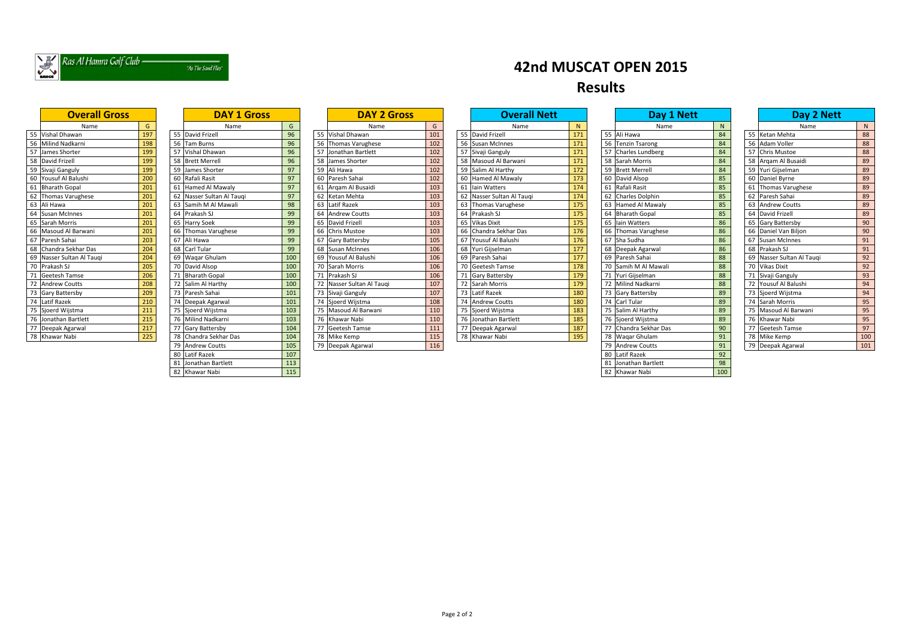Ras Al Hamra Golf Club — "As The Sand Flies"

# 42nd MUSCAT OPEN 2015

## Results

### Overall Gross

| | Name | G |
|---|---|---|
| 55 | Vishal Dhawan | 197 |
| 56 | Milind Nadkarni | 198 |
| 57 | James Shorter | 199 |
| 58 | David Frizell | 199 |
| 59 | Sivaji Ganguly | 199 |
| 60 | Yousuf Al Balushi | 200 |
| 61 | Bharath Gopal | 201 |
| 62 | Thomas Varughese | 201 |
| 63 | Ali Hawa | 201 |
| 64 | Susan McInnes | 201 |
| 65 | Sarah Morris | 201 |
| 66 | Masoud Al Barwani | 201 |
| 67 | Paresh Sahai | 203 |
| 68 | Chandra Sekhar Das | 204 |
| 69 | Nasser Sultan Al Tauqi | 204 |
| 70 | Prakash SJ | 205 |
| 71 | Geetesh Tamse | 206 |
| 72 | Andrew Coutts | 208 |
| 73 | Gary Battersby | 209 |
| 74 | Latif Razek | 210 |
| 75 | Sjoerd Wijstma | 211 |
| 76 | Jonathan Bartlett | 215 |
| 77 | Deepak Agarwal | 217 |
| 78 | Khawar Nabi | 225 |

### DAY 1 Gross

| | Name | G |
|---|---|---|
| 55 | David Frizell | 96 |
| 56 | Tam Burns | 96 |
| 57 | Vishal Dhawan | 96 |
| 58 | Brett Merrell | 96 |
| 59 | James Shorter | 97 |
| 60 | Rafali Rasit | 97 |
| 61 | Hamed Al Mawaly | 97 |
| 62 | Nasser Sultan Al Tauqi | 97 |
| 63 | Samih M Al Mawali | 98 |
| 64 | Prakash SJ | 99 |
| 65 | Harry Soek | 99 |
| 66 | Thomas Varughese | 99 |
| 67 | Ali Hawa | 99 |
| 68 | Carl Tular | 99 |
| 69 | Waqar Ghulam | 100 |
| 70 | David Alsop | 100 |
| 71 | Bharath Gopal | 100 |
| 72 | Salim Al Harthy | 100 |
| 73 | Paresh Sahai | 101 |
| 74 | Deepak Agarwal | 101 |
| 75 | Sjoerd Wijstma | 103 |
| 76 | Milind Nadkarni | 103 |
| 77 | Gary Battersby | 104 |
| 78 | Chandra Sekhar Das | 104 |
| 79 | Andrew Coutts | 105 |
| 80 | Latif Razek | 107 |
| 81 | Jonathan Bartlett | 113 |
| 82 | Khawar Nabi | 115 |

### DAY 2 Gross

| | Name | G |
|---|---|---|
| 55 | Vishal Dhawan | 101 |
| 56 | Thomas Varughese | 102 |
| 57 | Jonathan Bartlett | 102 |
| 58 | James Shorter | 102 |
| 59 | Ali Hawa | 102 |
| 60 | Paresh Sahai | 102 |
| 61 | Arqam Al Busaidi | 103 |
| 62 | Ketan Mehta | 103 |
| 63 | Latif Razek | 103 |
| 64 | Andrew Coutts | 103 |
| 65 | David Frizell | 103 |
| 66 | Chris Mustoe | 103 |
| 67 | Gary Battersby | 105 |
| 68 | Susan McInnes | 106 |
| 69 | Yousuf Al Balushi | 106 |
| 70 | Sarah Morris | 106 |
| 71 | Prakash SJ | 106 |
| 72 | Nasser Sultan Al Tauqi | 107 |
| 73 | Sivaji Ganguly | 107 |
| 74 | Sjoerd Wijstma | 108 |
| 75 | Masoud Al Barwani | 110 |
| 76 | Khawar Nabi | 110 |
| 77 | Geetesh Tamse | 111 |
| 78 | Mike Kemp | 115 |
| 79 | Deepak Agarwal | 116 |

### Overall Nett

| | Name | N |
|---|---|---|
| 55 | David Frizell | 171 |
| 56 | Susan McInnes | 171 |
| 57 | Sivaji Ganguly | 171 |
| 58 | Masoud Al Barwani | 171 |
| 59 | Salim Al Harthy | 172 |
| 60 | Hamed Al Mawaly | 173 |
| 61 | Iain Watters | 174 |
| 62 | Nasser Sultan Al Tauqi | 174 |
| 63 | Thomas Varughese | 175 |
| 64 | Prakash SJ | 175 |
| 65 | Vikas Dixit | 175 |
| 66 | Chandra Sekhar Das | 176 |
| 67 | Yousuf Al Balushi | 176 |
| 68 | Yuri Gijselman | 177 |
| 69 | Paresh Sahai | 177 |
| 70 | Geetesh Tamse | 178 |
| 71 | Gary Battersby | 179 |
| 72 | Sarah Morris | 179 |
| 73 | Latif Razek | 180 |
| 74 | Andrew Coutts | 180 |
| 75 | Sjoerd Wijstma | 183 |
| 76 | Jonathan Bartlett | 185 |
| 77 | Deepak Agarwal | 187 |
| 78 | Khawar Nabi | 195 |

### Day 1 Nett

| | Name | N |
|---|---|---|
| 55 | Ali Hawa | 84 |
| 56 | Tenzin Tsarong | 84 |
| 57 | Charles Lundberg | 84 |
| 58 | Sarah Morris | 84 |
| 59 | Brett Merrell | 84 |
| 60 | David Alsop | 85 |
| 61 | Rafali Rasit | 85 |
| 62 | Charles Dolphin | 85 |
| 63 | Hamed Al Mawaly | 85 |
| 64 | Bharath Gopal | 85 |
| 65 | Iain Watters | 86 |
| 66 | Thomas Varughese | 86 |
| 67 | Sha Sudha | 86 |
| 68 | Deepak Agarwal | 86 |
| 69 | Paresh Sahai | 88 |
| 70 | Samih M Al Mawali | 88 |
| 71 | Yuri Gijselman | 88 |
| 72 | Milind Nadkarni | 88 |
| 73 | Gary Battersby | 89 |
| 74 | Carl Tular | 89 |
| 75 | Salim Al Harthy | 89 |
| 76 | Sjoerd Wijstma | 89 |
| 77 | Chandra Sekhar Das | 90 |
| 78 | Waqar Ghulam | 91 |
| 79 | Andrew Coutts | 91 |
| 80 | Latif Razek | 92 |
| 81 | Jonathan Bartlett | 98 |
| 82 | Khawar Nabi | 100 |

### Day 2 Nett

| | Name | N |
|---|---|---|
| 55 | Ketan Mehta | 88 |
| 56 | Adam Voller | 88 |
| 57 | Chris Mustoe | 88 |
| 58 | Arqam Al Busaidi | 89 |
| 59 | Yuri Gijselman | 89 |
| 60 | Daniel Byrne | 89 |
| 61 | Thomas Varughese | 89 |
| 62 | Paresh Sahai | 89 |
| 63 | Andrew Coutts | 89 |
| 64 | David Frizell | 89 |
| 65 | Gary Battersby | 90 |
| 66 | Daniel Van Biljon | 90 |
| 67 | Susan McInnes | 91 |
| 68 | Prakash SJ | 91 |
| 69 | Nasser Sultan Al Tauqi | 92 |
| 70 | Vikas Dixit | 92 |
| 71 | Sivaji Ganguly | 93 |
| 72 | Yousuf Al Balushi | 94 |
| 73 | Sjoerd Wijstma | 94 |
| 74 | Sarah Morris | 95 |
| 75 | Masoud Al Barwani | 95 |
| 76 | Khawar Nabi | 95 |
| 77 | Geetesh Tamse | 97 |
| 78 | Mike Kemp | 100 |
| 79 | Deepak Agarwal | 101 |